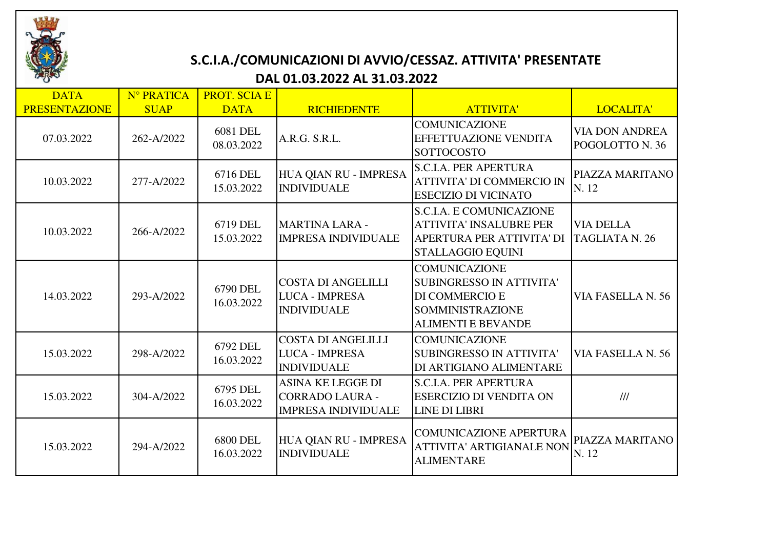# S.C.I.A./COMUNICAZIONI DI AVVIO/CESSAZ. ATTIVITA' PRESENTATE

## DAL 01.03.2022 AL 31.03.2022

| DATA PRESENTAZIONE | N° PRATICA SUAP | PROT. SCIA E DATA | RICHIEDENTE | ATTIVITA' | LOCALITA' |
|---|---|---|---|---|---|
| 07.03.2022 | 262-A/2022 | 6081 DEL 08.03.2022 | A.R.G. S.R.L. | COMUNICAZIONE EFFETTUAZIONE VENDITA SOTTOCOSTO | VIA DON ANDREA POGOLOTTO N. 36 |
| 10.03.2022 | 277-A/2022 | 6716 DEL 15.03.2022 | HUA QIAN RU - IMPRESA INDIVIDUALE | S.C.I.A. PER APERTURA ATTIVITA' DI COMMERCIO IN ESECIZIO DI VICINATO | PIAZZA MARITANO N. 12 |
| 10.03.2022 | 266-A/2022 | 6719 DEL 15.03.2022 | MARTINA LARA - IMPRESA INDIVIDUALE | S.C.I.A. E COMUNICAZIONE ATTIVITA' INSALUBRE PER APERTURA PER ATTIVITA' DI STALLAGGIO EQUINI | VIA DELLA TAGLIATA N. 26 |
| 14.03.2022 | 293-A/2022 | 6790 DEL 16.03.2022 | COSTA DI ANGELILLI LUCA - IMPRESA INDIVIDUALE | COMUNICAZIONE SUBINGRESSO IN ATTIVITA' DI COMMERCIO E SOMMINISTRAZIONE ALIMENTI E BEVANDE | VIA FASELLA N. 56 |
| 15.03.2022 | 298-A/2022 | 6792 DEL 16.03.2022 | COSTA DI ANGELILLI LUCA - IMPRESA INDIVIDUALE | COMUNICAZIONE SUBINGRESSO IN ATTIVITA' DI ARTIGIANO ALIMENTARE | VIA FASELLA N. 56 |
| 15.03.2022 | 304-A/2022 | 6795 DEL 16.03.2022 | ASINA KE LEGGE DI CORRADO LAURA - IMPRESA INDIVIDUALE | S.C.I.A. PER APERTURA ESERCIZIO DI VENDITA ON LINE DI LIBRI | /// |
| 15.03.2022 | 294-A/2022 | 6800 DEL 16.03.2022 | HUA QIAN RU - IMPRESA INDIVIDUALE | COMUNICAZIONE APERTURA ATTIVITA' ARTIGIANALE NON ALIMENTARE | PIAZZA MARITANO N. 12 |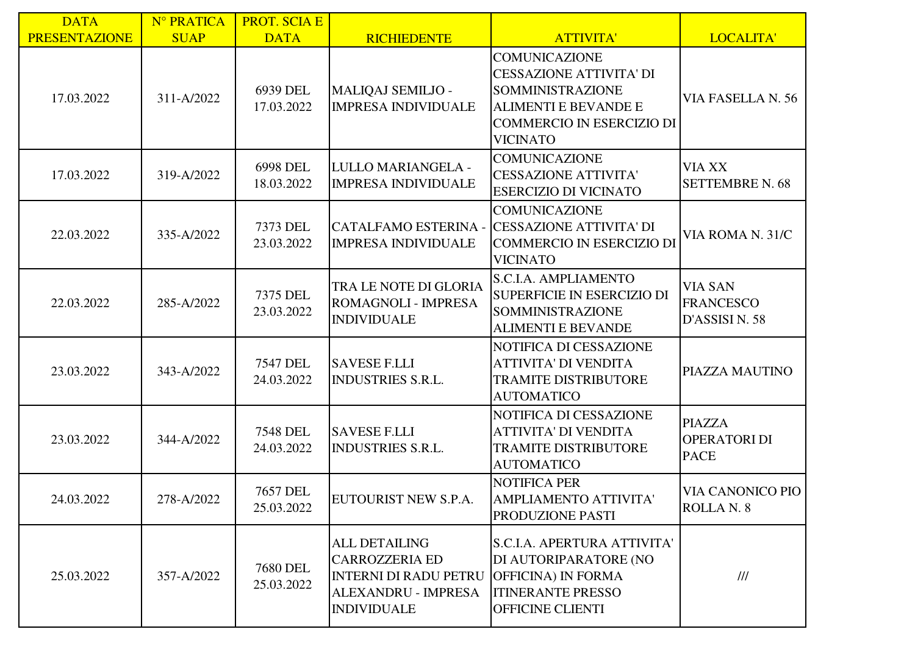| DATA PRESENTAZIONE | N° PRATICA SUAP | PROT. SCIA E DATA | RICHIEDENTE | ATTIVITA' | LOCALITA' |
| --- | --- | --- | --- | --- | --- |
| 17.03.2022 | 311-A/2022 | 6939 DEL 17.03.2022 | MALIQAJ SEMILJO - IMPRESA INDIVIDUALE | COMUNICAZIONE CESSAZIONE ATTIVITA' DI SOMMINISTRAZIONE ALIMENTI E BEVANDE E COMMERCIO IN ESERCIZIO DI VICINATO | VIA FASELLA N. 56 |
| 17.03.2022 | 319-A/2022 | 6998 DEL 18.03.2022 | LULLO MARIANGELA - IMPRESA INDIVIDUALE | COMUNICAZIONE CESSAZIONE ATTIVITA' ESERCIZIO DI VICINATO | VIA XX SETTEMBRE N. 68 |
| 22.03.2022 | 335-A/2022 | 7373 DEL 23.03.2022 | CATALFAMO ESTERINA - IMPRESA INDIVIDUALE | COMUNICAZIONE CESSAZIONE ATTIVITA' DI COMMERCIO IN ESERCIZIO DI VICINATO | VIA ROMA N. 31/C |
| 22.03.2022 | 285-A/2022 | 7375 DEL 23.03.2022 | TRA LE NOTE DI GLORIA ROMAGNOLI - IMPRESA INDIVIDUALE | S.C.I.A. AMPLIAMENTO SUPERFICIE IN ESERCIZIO DI SOMMINISTRAZIONE ALIMENTI E BEVANDE | VIA SAN FRANCESCO D'ASSISI N. 58 |
| 23.03.2022 | 343-A/2022 | 7547 DEL 24.03.2022 | SAVESE F.LLI INDUSTRIES S.R.L. | NOTIFICA DI CESSAZIONE ATTIVITA' DI VENDITA TRAMITE DISTRIBUTORE AUTOMATICO | PIAZZA MAUTINO |
| 23.03.2022 | 344-A/2022 | 7548 DEL 24.03.2022 | SAVESE F.LLI INDUSTRIES S.R.L. | NOTIFICA DI CESSAZIONE ATTIVITA' DI VENDITA TRAMITE DISTRIBUTORE AUTOMATICO | PIAZZA OPERATORI DI PACE |
| 24.03.2022 | 278-A/2022 | 7657 DEL 25.03.2022 | EUTOURIST NEW S.P.A. | NOTIFICA PER AMPLIAMENTO ATTIVITA' PRODUZIONE PASTI | VIA CANONICO PIO ROLLA N. 8 |
| 25.03.2022 | 357-A/2022 | 7680 DEL 25.03.2022 | ALL DETAILING CARROZZERIA ED INTERNI DI RADU PETRU ALEXANDRU - IMPRESA INDIVIDUALE | S.C.I.A. APERTURA ATTIVITA' DI AUTORIPARATORE (NO OFFICINA) IN FORMA ITINERANTE PRESSO OFFICINE CLIENTI | /// |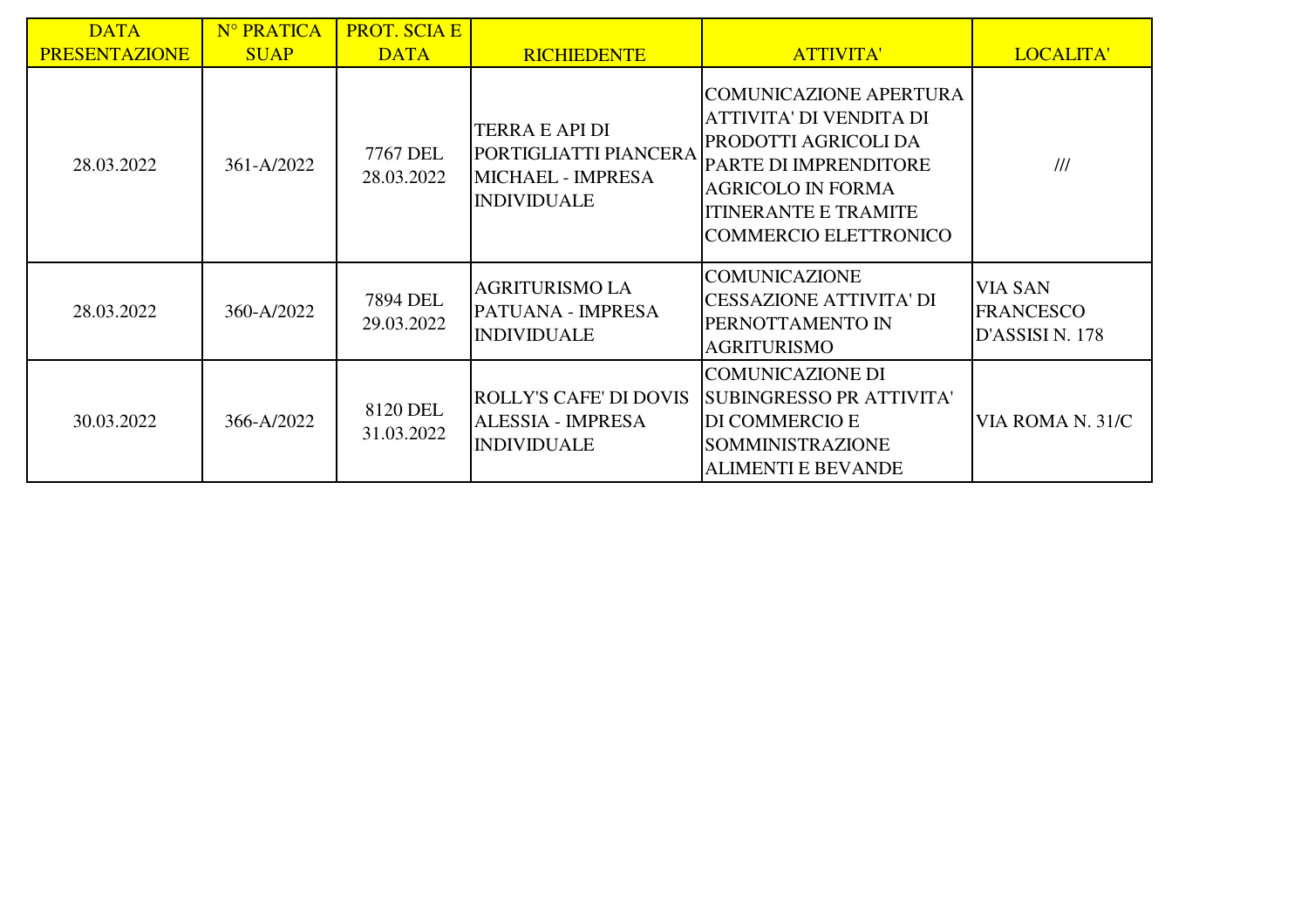| DATA PRESENTAZIONE | N° PRATICA SUAP | PROT. SCIA E DATA | RICHIEDENTE | ATTIVITA' | LOCALITA' |
|---|---|---|---|---|---|
| 28.03.2022 | 361-A/2022 | 7767 DEL 28.03.2022 | TERRA E API DI PORTIGLIATTI PIANCERA MICHAEL - IMPRESA INDIVIDUALE | COMUNICAZIONE APERTURA ATTIVITA' DI VENDITA DI PRODOTTI AGRICOLI DA PARTE DI IMPRENDITORE AGRICOLO IN FORMA ITINERANTE E TRAMITE COMMERCIO ELETTRONICO | /// |
| 28.03.2022 | 360-A/2022 | 7894 DEL 29.03.2022 | AGRITURISMO LA PATUANA - IMPRESA INDIVIDUALE | COMUNICAZIONE CESSAZIONE ATTIVITA' DI PERNOTTAMENTO IN AGRITURISMO | VIA SAN FRANCESCO D'ASSISI N. 178 |
| 30.03.2022 | 366-A/2022 | 8120 DEL 31.03.2022 | ROLLY'S CAFE' DI DOVIS ALESSIA - IMPRESA INDIVIDUALE | COMUNICAZIONE DI SUBINGRESSO PR ATTIVITA' DI COMMERCIO E SOMMINISTRAZIONE ALIMENTI E BEVANDE | VIA ROMA N. 31/C |